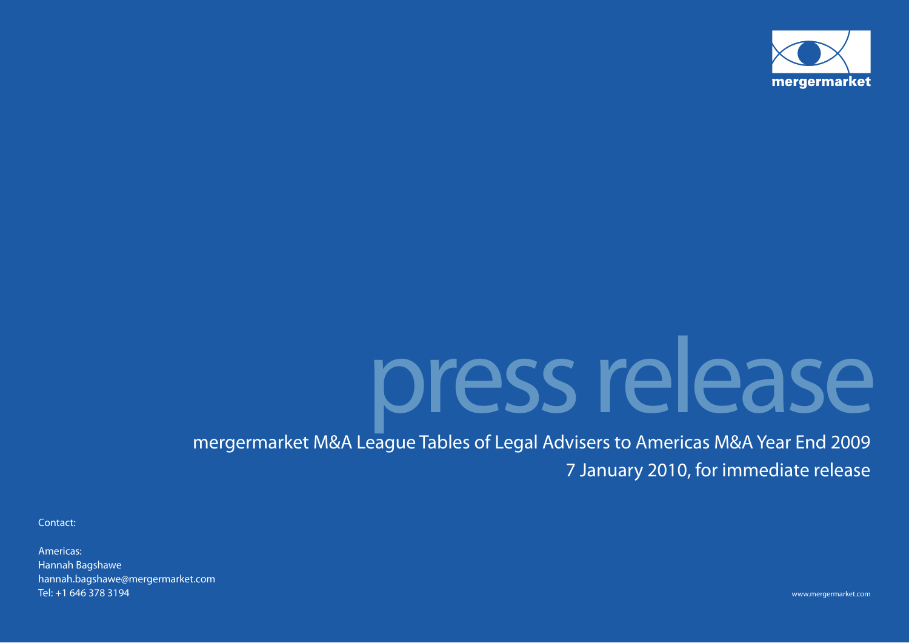mergermarket

# press release

## mergermarket M&A League Tables of Legal Advisers to Americas M&A Year End 2009

7 January 2010, for immediate release

Contact:

Americas:
Hannah Bagshawe
hannah.bagshawe@mergermarket.com
Tel: +1 646 378 3194

www.mergermarket.com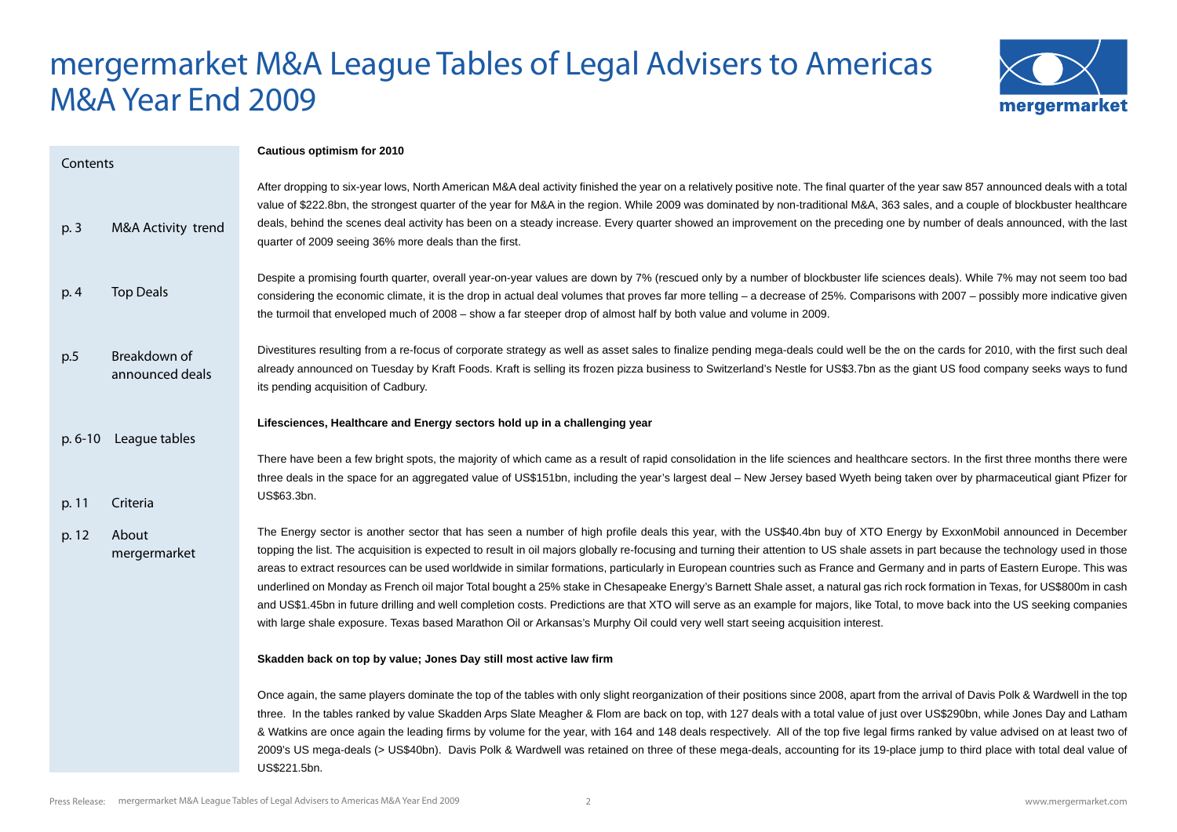# mergermarket M&A League Tables of Legal Advisers to Americas M&A Year End 2009

**Contents**

| | |
|---|---|
| p. 3 | M&A Activity trend |
| p. 4 | Top Deals |
| p.5 | Breakdown of announced deals |
| p. 6-10 | League tables |
| p. 11 | Criteria |
| p. 12 | About mergermarket |

**Cautious optimism for 2010**

After dropping to six-year lows, North American M&A deal activity finished the year on a relatively positive note. The final quarter of the year saw 857 announced deals with a total value of $222.8bn, the strongest quarter of the year for M&A in the region. While 2009 was dominated by non-traditional M&A, 363 sales, and a couple of blockbuster healthcare deals, behind the scenes deal activity has been on a steady increase. Every quarter showed an improvement on the preceding one by number of deals announced, with the last quarter of 2009 seeing 36% more deals than the first.

Despite a promising fourth quarter, overall year-on-year values are down by 7% (rescued only by a number of blockbuster life sciences deals). While 7% may not seem too bad considering the economic climate, it is the drop in actual deal volumes that proves far more telling – a decrease of 25%. Comparisons with 2007 – possibly more indicative given the turmoil that enveloped much of 2008 – show a far steeper drop of almost half by both value and volume in 2009.

Divestitures resulting from a re-focus of corporate strategy as well as asset sales to finalize pending mega-deals could well be the on the cards for 2010, with the first such deal already announced on Tuesday by Kraft Foods. Kraft is selling its frozen pizza business to Switzerland's Nestle for US$3.7bn as the giant US food company seeks ways to fund its pending acquisition of Cadbury.

**Lifesciences, Healthcare and Energy sectors hold up in a challenging year**

There have been a few bright spots, the majority of which came as a result of rapid consolidation in the life sciences and healthcare sectors. In the first three months there were three deals in the space for an aggregated value of US$151bn, including the year's largest deal – New Jersey based Wyeth being taken over by pharmaceutical giant Pfizer for US$63.3bn.

The Energy sector is another sector that has seen a number of high profile deals this year, with the US$40.4bn buy of XTO Energy by ExxonMobil announced in December topping the list. The acquisition is expected to result in oil majors globally re-focusing and turning their attention to US shale assets in part because the technology used in those areas to extract resources can be used worldwide in similar formations, particularly in European countries such as France and Germany and in parts of Eastern Europe. This was underlined on Monday as French oil major Total bought a 25% stake in Chesapeake Energy's Barnett Shale asset, a natural gas rich rock formation in Texas, for US$800m in cash and US$1.45bn in future drilling and well completion costs. Predictions are that XTO will serve as an example for majors, like Total, to move back into the US seeking companies with large shale exposure. Texas based Marathon Oil or Arkansas's Murphy Oil could very well start seeing acquisition interest.

**Skadden back on top by value; Jones Day still most active law firm**

Once again, the same players dominate the top of the tables with only slight reorganization of their positions since 2008, apart from the arrival of Davis Polk & Wardwell in the top three. In the tables ranked by value Skadden Arps Slate Meagher & Flom are back on top, with 127 deals with a total value of just over US$290bn, while Jones Day and Latham & Watkins are once again the leading firms by volume for the year, with 164 and 148 deals respectively. All of the top five legal firms ranked by value advised on at least two of 2009's US mega-deals (> US$40bn). Davis Polk & Wardwell was retained on three of these mega-deals, accounting for its 19-place jump to third place with total deal value of US$221.5bn.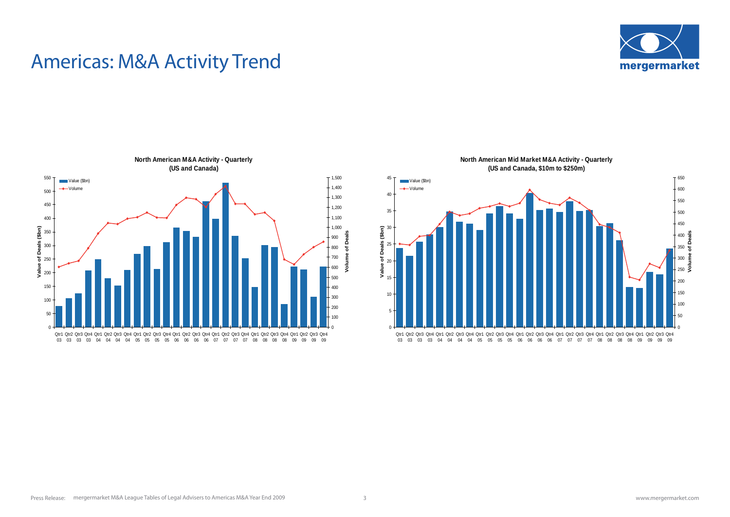# Americas: M&A Activity Trend

**North American M&A Activity - Quarterly (US and Canada)**

**North American Mid Market M&A Activity - Quarterly (US and Canada, $10m to $250m)**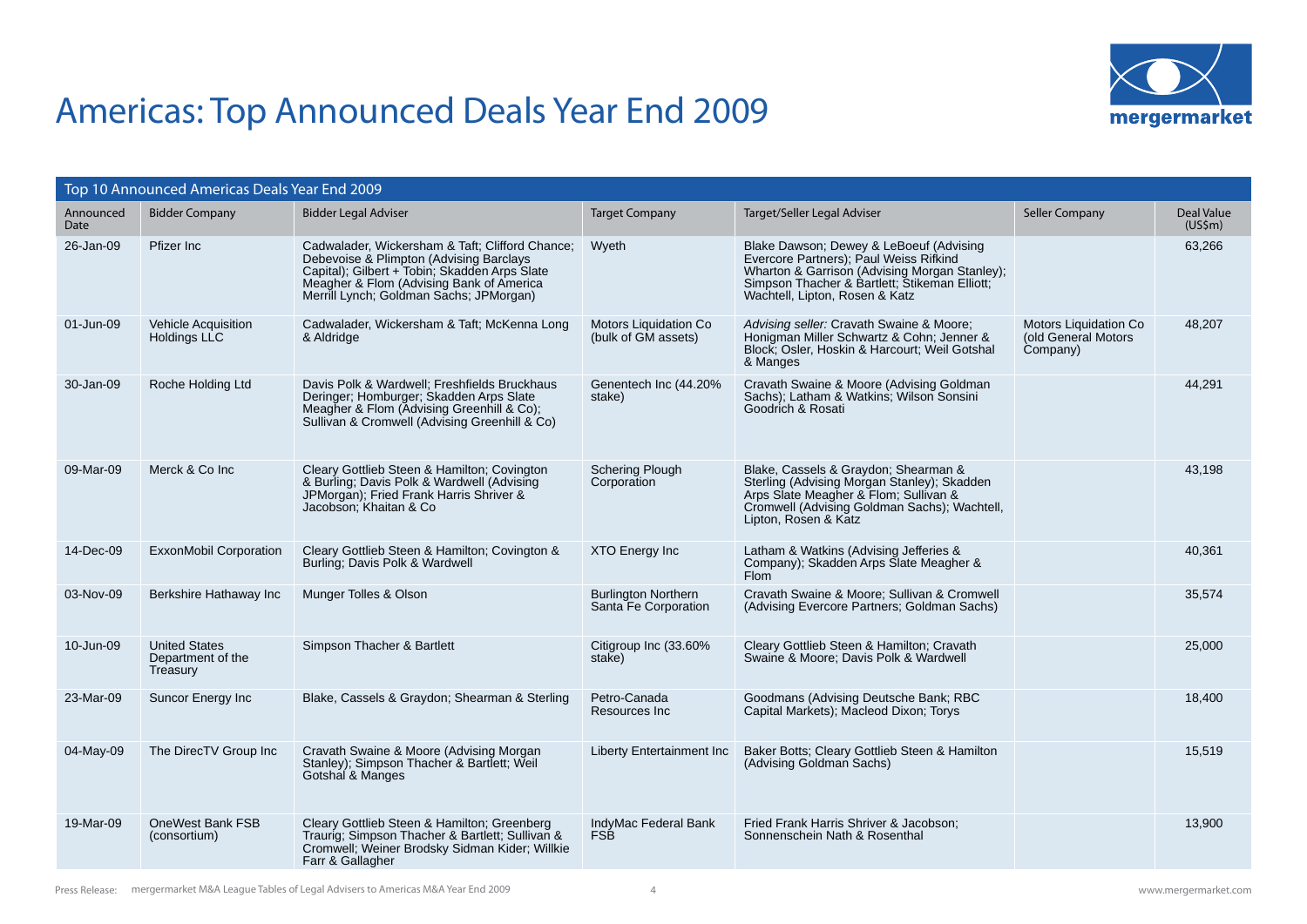# Americas: Top Announced Deals Year End 2009

| Top 10 Announced Americas Deals Year End 2009 | | | | | | |
|---|---|---|---|---|---|---|
| Announced Date | Bidder Company | Bidder Legal Adviser | Target Company | Target/Seller Legal Adviser | Seller Company | Deal Value (US$m) |
| 26-Jan-09 | Pfizer Inc | Cadwalader, Wickersham & Taft; Clifford Chance; Debevoise & Plimpton (Advising Barclays Capital); Gilbert + Tobin; Skadden Arps Slate Meagher & Flom (Advising Bank of America Merrill Lynch; Goldman Sachs; JPMorgan) | Wyeth | Blake Dawson; Dewey & LeBoeuf (Advising Evercore Partners); Paul Weiss Rifkind Wharton & Garrison (Advising Morgan Stanley); Simpson Thacher & Bartlett; Stikeman Elliott; Wachtell, Lipton, Rosen & Katz | | 63,266 |
| 01-Jun-09 | Vehicle Acquisition Holdings LLC | Cadwalader, Wickersham & Taft; McKenna Long & Aldridge | Motors Liquidation Co (bulk of GM assets) | *Advising seller:* Cravath Swaine & Moore; Honigman Miller Schwartz & Cohn; Jenner & Block; Osler, Hoskin & Harcourt; Weil Gotshal & Manges | Motors Liquidation Co (old General Motors Company) | 48,207 |
| 30-Jan-09 | Roche Holding Ltd | Davis Polk & Wardwell; Freshfields Bruckhaus Deringer; Homburger; Skadden Arps Slate Meagher & Flom (Advising Greenhill & Co); Sullivan & Cromwell (Advising Greenhill & Co) | Genentech Inc (44.20% stake) | Cravath Swaine & Moore (Advising Goldman Sachs); Latham & Watkins; Wilson Sonsini Goodrich & Rosati | | 44,291 |
| 09-Mar-09 | Merck & Co Inc | Cleary Gottlieb Steen & Hamilton; Covington & Burling; Davis Polk & Wardwell (Advising JPMorgan); Fried Frank Harris Shriver & Jacobson; Khaitan & Co | Schering Plough Corporation | Blake, Cassels & Graydon; Shearman & Sterling (Advising Morgan Stanley); Skadden Arps Slate Meagher & Flom; Sullivan & Cromwell (Advising Goldman Sachs); Wachtell, Lipton, Rosen & Katz | | 43,198 |
| 14-Dec-09 | ExxonMobil Corporation | Cleary Gottlieb Steen & Hamilton; Covington & Burling; Davis Polk & Wardwell | XTO Energy Inc | Latham & Watkins (Advising Jefferies & Company); Skadden Arps Slate Meagher & Flom | | 40,361 |
| 03-Nov-09 | Berkshire Hathaway Inc | Munger Tolles & Olson | Burlington Northern Santa Fe Corporation | Cravath Swaine & Moore; Sullivan & Cromwell (Advising Evercore Partners; Goldman Sachs) | | 35,574 |
| 10-Jun-09 | United States Department of the Treasury | Simpson Thacher & Bartlett | Citigroup Inc (33.60% stake) | Cleary Gottlieb Steen & Hamilton; Cravath Swaine & Moore; Davis Polk & Wardwell | | 25,000 |
| 23-Mar-09 | Suncor Energy Inc | Blake, Cassels & Graydon; Shearman & Sterling | Petro-Canada Resources Inc | Goodmans (Advising Deutsche Bank; RBC Capital Markets); Macleod Dixon; Torys | | 18,400 |
| 04-May-09 | The DirecTV Group Inc | Cravath Swaine & Moore (Advising Morgan Stanley); Simpson Thacher & Bartlett; Weil Gotshal & Manges | Liberty Entertainment Inc | Baker Botts; Cleary Gottlieb Steen & Hamilton (Advising Goldman Sachs) | | 15,519 |
| 19-Mar-09 | OneWest Bank FSB (consortium) | Cleary Gottlieb Steen & Hamilton; Greenberg Traurig; Simpson Thacher & Bartlett; Sullivan & Cromwell; Weiner Brodsky Sidman Kider; Willkie Farr & Gallagher | IndyMac Federal Bank FSB | Fried Frank Harris Shriver & Jacobson; Sonnenschein Nath & Rosenthal | | 13,900 |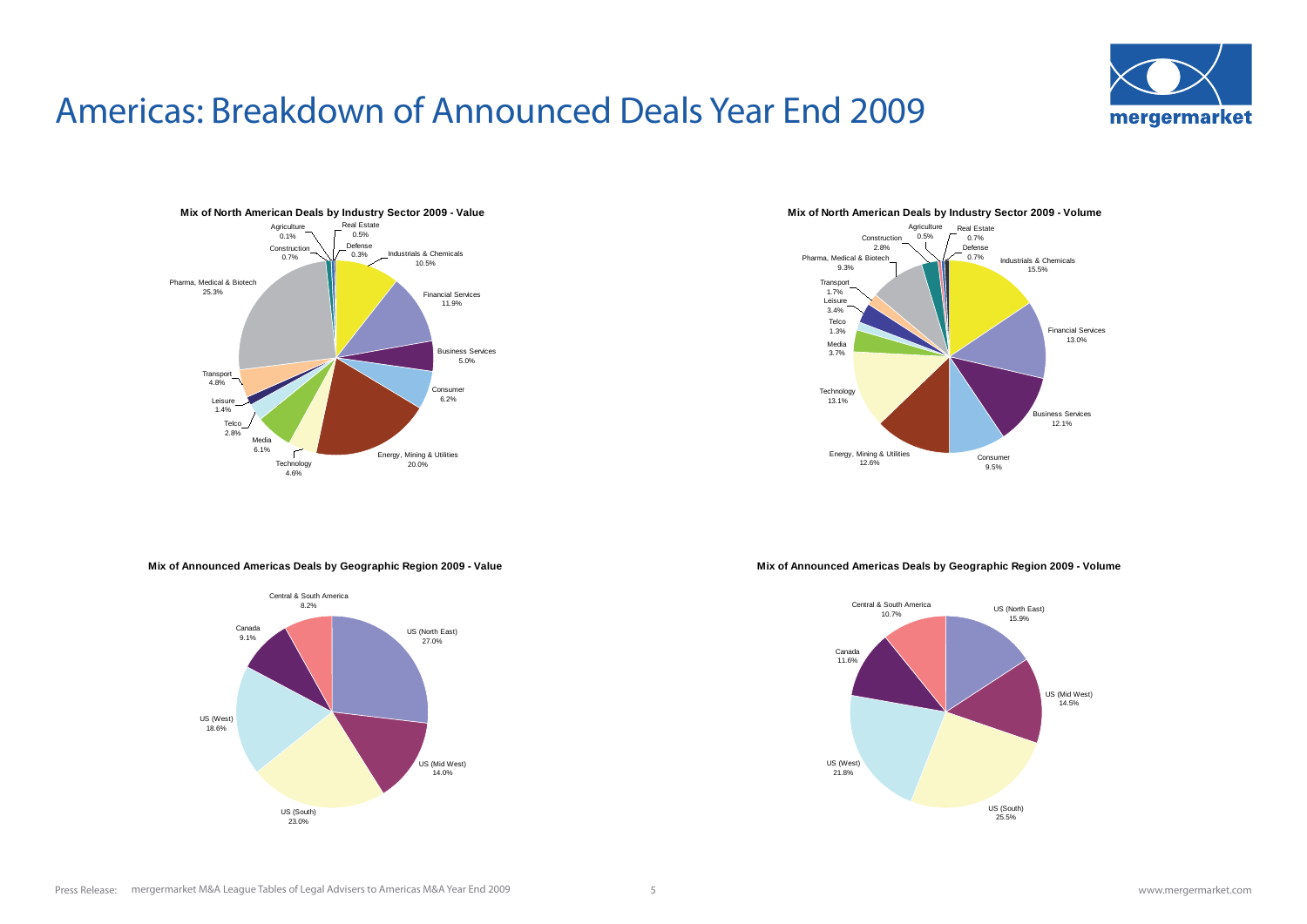# Americas: Breakdown of Announced Deals Year End 2009

**Mix of North American Deals by Industry Sector 2009 - Value**

| Sector | Value |
| --- | --- |
| Industrials & Chemicals | 10.5% |
| Financial Services | 11.9% |
| Business Services | 5.0% |
| Consumer | 6.2% |
| Energy, Mining & Utilities | 20.0% |
| Technology | 4.6% |
| Media | 6.1% |
| Telco | 2.8% |
| Leisure | 1.4% |
| Transport | 4.8% |
| Pharma, Medical & Biotech | 25.3% |
| Construction | 0.7% |
| Agriculture | 0.1% |
| Real Estate | 0.5% |
| Defense | 0.3% |

**Mix of North American Deals by Industry Sector 2009 - Volume**

| Sector | Volume |
| --- | --- |
| Industrials & Chemicals | 15.5% |
| Financial Services | 13.0% |
| Business Services | 12.1% |
| Consumer | 9.5% |
| Energy, Mining & Utilities | 12.6% |
| Technology | 13.1% |
| Media | 3.7% |
| Telco | 1.3% |
| Leisure | 3.4% |
| Transport | 1.7% |
| Pharma, Medical & Biotech | 9.3% |
| Construction | 2.8% |
| Agriculture | 0.5% |
| Real Estate | 0.7% |
| Defense | 0.7% |

**Mix of Announced Americas Deals by Geographic Region 2009 - Value**

| Region | Value |
| --- | --- |
| US (North East) | 27.0% |
| US (Mid West) | 14.0% |
| US (South) | 23.0% |
| US (West) | 18.6% |
| Canada | 9.1% |
| Central & South America | 8.2% |

**Mix of Announced Americas Deals by Geographic Region 2009 - Volume**

| Region | Volume |
| --- | --- |
| US (North East) | 15.9% |
| US (Mid West) | 14.5% |
| US (South) | 25.5% |
| US (West) | 21.8% |
| Canada | 11.6% |
| Central & South America | 10.7% |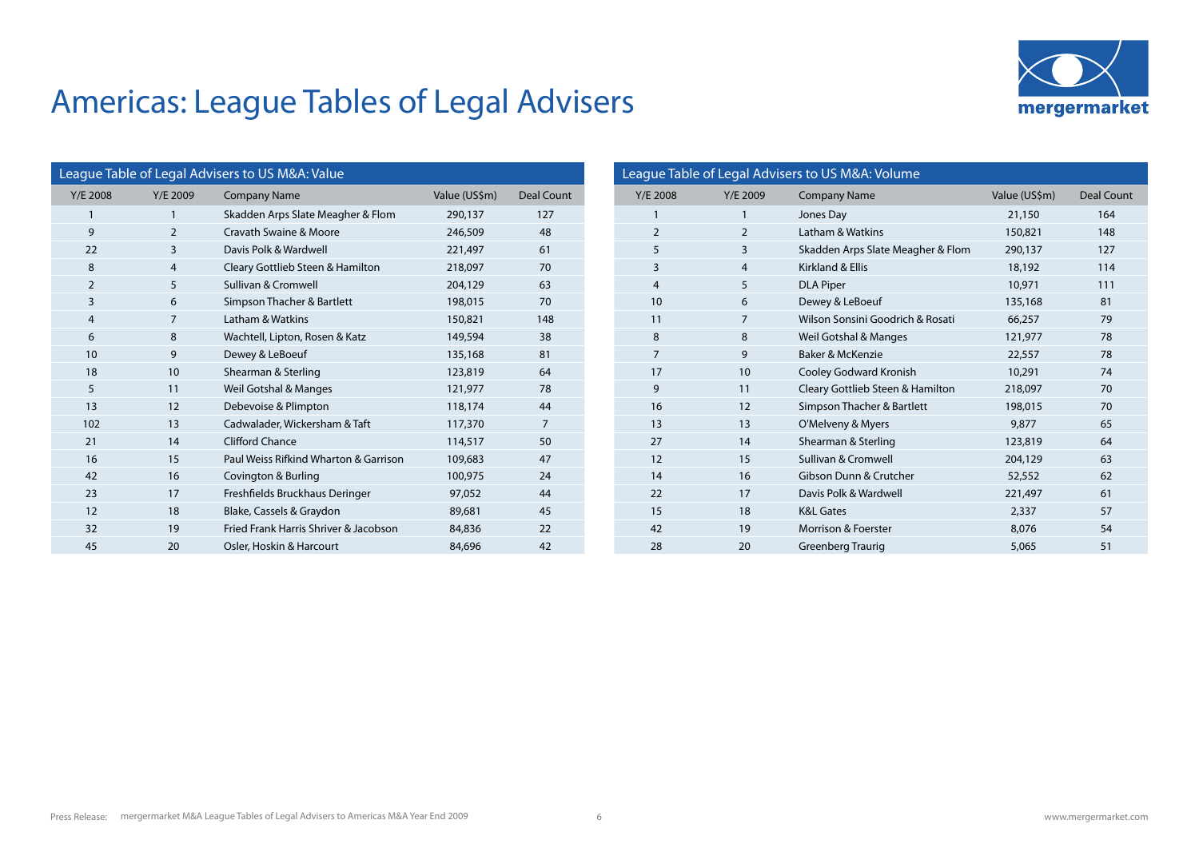# Americas: League Tables of Legal Advisers

### League Table of Legal Advisers to US M&A: Value

| Y/E 2008 | Y/E 2009 | Company Name | Value (US$m) | Deal Count |
|---|---|---|---|---|
| 1 | 1 | Skadden Arps Slate Meagher & Flom | 290,137 | 127 |
| 9 | 2 | Cravath Swaine & Moore | 246,509 | 48 |
| 22 | 3 | Davis Polk & Wardwell | 221,497 | 61 |
| 8 | 4 | Cleary Gottlieb Steen & Hamilton | 218,097 | 70 |
| 2 | 5 | Sullivan & Cromwell | 204,129 | 63 |
| 3 | 6 | Simpson Thacher & Bartlett | 198,015 | 70 |
| 4 | 7 | Latham & Watkins | 150,821 | 148 |
| 6 | 8 | Wachtell, Lipton, Rosen & Katz | 149,594 | 38 |
| 10 | 9 | Dewey & LeBoeuf | 135,168 | 81 |
| 18 | 10 | Shearman & Sterling | 123,819 | 64 |
| 5 | 11 | Weil Gotshal & Manges | 121,977 | 78 |
| 13 | 12 | Debevoise & Plimpton | 118,174 | 44 |
| 102 | 13 | Cadwalader, Wickersham & Taft | 117,370 | 7 |
| 21 | 14 | Clifford Chance | 114,517 | 50 |
| 16 | 15 | Paul Weiss Rifkind Wharton & Garrison | 109,683 | 47 |
| 42 | 16 | Covington & Burling | 100,975 | 24 |
| 23 | 17 | Freshfields Bruckhaus Deringer | 97,052 | 44 |
| 12 | 18 | Blake, Cassels & Graydon | 89,681 | 45 |
| 32 | 19 | Fried Frank Harris Shriver & Jacobson | 84,836 | 22 |
| 45 | 20 | Osler, Hoskin & Harcourt | 84,696 | 42 |

### League Table of Legal Advisers to US M&A: Volume

| Y/E 2008 | Y/E 2009 | Company Name | Value (US$m) | Deal Count |
|---|---|---|---|---|
| 1 | 1 | Jones Day | 21,150 | 164 |
| 2 | 2 | Latham & Watkins | 150,821 | 148 |
| 5 | 3 | Skadden Arps Slate Meagher & Flom | 290,137 | 127 |
| 3 | 4 | Kirkland & Ellis | 18,192 | 114 |
| 4 | 5 | DLA Piper | 10,971 | 111 |
| 10 | 6 | Dewey & LeBoeuf | 135,168 | 81 |
| 11 | 7 | Wilson Sonsini Goodrich & Rosati | 66,257 | 79 |
| 8 | 8 | Weil Gotshal & Manges | 121,977 | 78 |
| 7 | 9 | Baker & McKenzie | 22,557 | 78 |
| 17 | 10 | Cooley Godward Kronish | 10,291 | 74 |
| 9 | 11 | Cleary Gottlieb Steen & Hamilton | 218,097 | 70 |
| 16 | 12 | Simpson Thacher & Bartlett | 198,015 | 70 |
| 13 | 13 | O'Melveny & Myers | 9,877 | 65 |
| 27 | 14 | Shearman & Sterling | 123,819 | 64 |
| 12 | 15 | Sullivan & Cromwell | 204,129 | 63 |
| 14 | 16 | Gibson Dunn & Crutcher | 52,552 | 62 |
| 22 | 17 | Davis Polk & Wardwell | 221,497 | 61 |
| 15 | 18 | K&L Gates | 2,337 | 57 |
| 42 | 19 | Morrison & Foerster | 8,076 | 54 |
| 28 | 20 | Greenberg Traurig | 5,065 | 51 |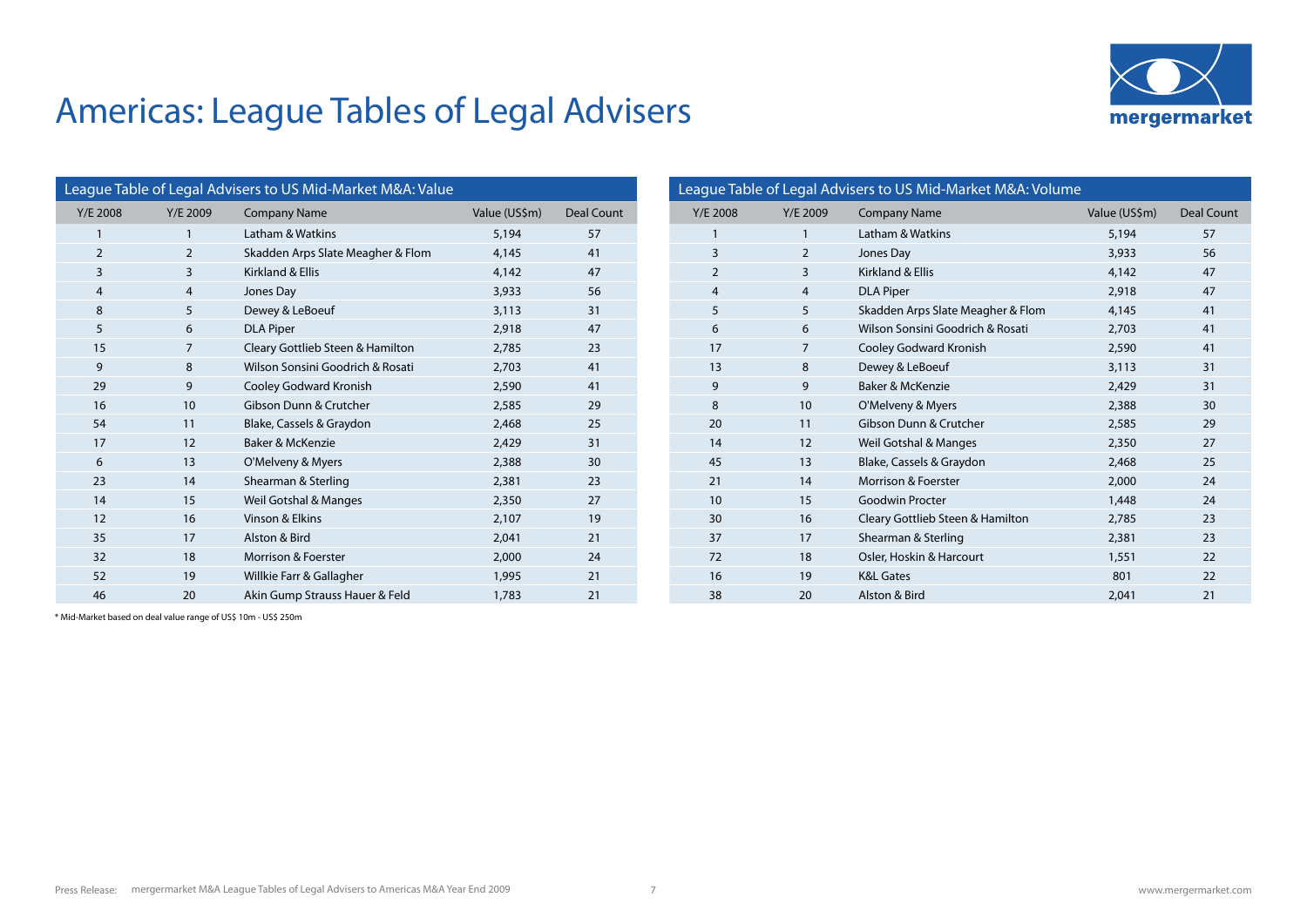// Americas: League Tables of Legal Advisers

### League Table of Legal Advisers to US Mid-Market M&A: Value

| Y/E 2008 | Y/E 2009 | Company Name | Value (US$m) | Deal Count |
|---|---|---|---|---|
| 1 | 1 | Latham & Watkins | 5,194 | 57 |
| 2 | 2 | Skadden Arps Slate Meagher & Flom | 4,145 | 41 |
| 3 | 3 | Kirkland & Ellis | 4,142 | 47 |
| 4 | 4 | Jones Day | 3,933 | 56 |
| 8 | 5 | Dewey & LeBoeuf | 3,113 | 31 |
| 5 | 6 | DLA Piper | 2,918 | 47 |
| 15 | 7 | Cleary Gottlieb Steen & Hamilton | 2,785 | 23 |
| 9 | 8 | Wilson Sonsini Goodrich & Rosati | 2,703 | 41 |
| 29 | 9 | Cooley Godward Kronish | 2,590 | 41 |
| 16 | 10 | Gibson Dunn & Crutcher | 2,585 | 29 |
| 54 | 11 | Blake, Cassels & Graydon | 2,468 | 25 |
| 17 | 12 | Baker & McKenzie | 2,429 | 31 |
| 6 | 13 | O'Melveny & Myers | 2,388 | 30 |
| 23 | 14 | Shearman & Sterling | 2,381 | 23 |
| 14 | 15 | Weil Gotshal & Manges | 2,350 | 27 |
| 12 | 16 | Vinson & Elkins | 2,107 | 19 |
| 35 | 17 | Alston & Bird | 2,041 | 21 |
| 32 | 18 | Morrison & Foerster | 2,000 | 24 |
| 52 | 19 | Willkie Farr & Gallagher | 1,995 | 21 |
| 46 | 20 | Akin Gump Strauss Hauer & Feld | 1,783 | 21 |

### League Table of Legal Advisers to US Mid-Market M&A: Volume

| Y/E 2008 | Y/E 2009 | Company Name | Value (US$m) | Deal Count |
|---|---|---|---|---|
| 1 | 1 | Latham & Watkins | 5,194 | 57 |
| 3 | 2 | Jones Day | 3,933 | 56 |
| 2 | 3 | Kirkland & Ellis | 4,142 | 47 |
| 4 | 4 | DLA Piper | 2,918 | 47 |
| 5 | 5 | Skadden Arps Slate Meagher & Flom | 4,145 | 41 |
| 6 | 6 | Wilson Sonsini Goodrich & Rosati | 2,703 | 41 |
| 17 | 7 | Cooley Godward Kronish | 2,590 | 41 |
| 13 | 8 | Dewey & LeBoeuf | 3,113 | 31 |
| 9 | 9 | Baker & McKenzie | 2,429 | 31 |
| 8 | 10 | O'Melveny & Myers | 2,388 | 30 |
| 20 | 11 | Gibson Dunn & Crutcher | 2,585 | 29 |
| 14 | 12 | Weil Gotshal & Manges | 2,350 | 27 |
| 45 | 13 | Blake, Cassels & Graydon | 2,468 | 25 |
| 21 | 14 | Morrison & Foerster | 2,000 | 24 |
| 10 | 15 | Goodwin Procter | 1,448 | 24 |
| 30 | 16 | Cleary Gottlieb Steen & Hamilton | 2,785 | 23 |
| 37 | 17 | Shearman & Sterling | 2,381 | 23 |
| 72 | 18 | Osler, Hoskin & Harcourt | 1,551 | 22 |
| 16 | 19 | K&L Gates | 801 | 22 |
| 38 | 20 | Alston & Bird | 2,041 | 21 |

* Mid-Market based on deal value range of US$ 10m - US$ 250m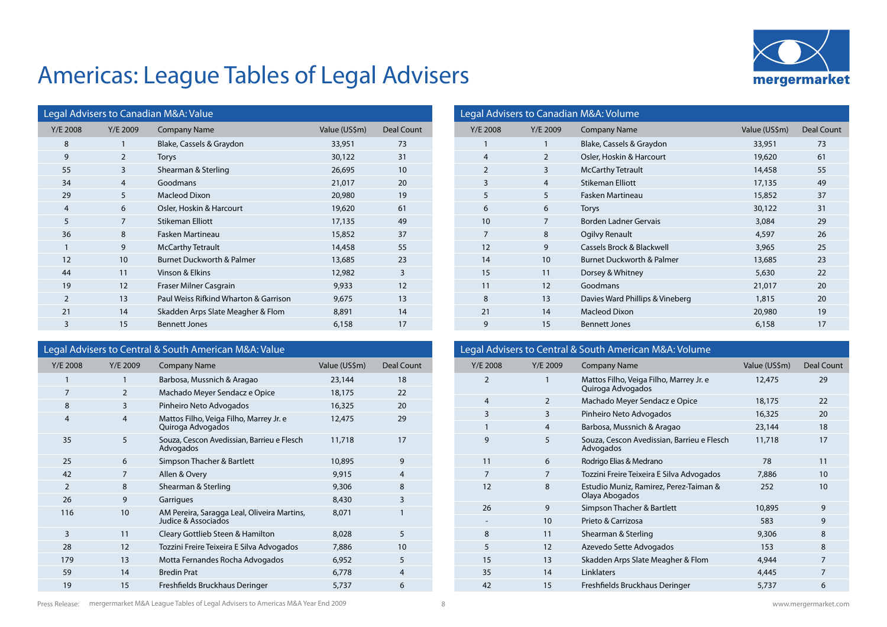# Americas: League Tables of Legal Advisers

## Legal Advisers to Canadian M&A: Value

| Y/E 2008 | Y/E 2009 | Company Name | Value (US$m) | Deal Count |
|---|---|---|---|---|
| 8 | 1 | Blake, Cassels & Graydon | 33,951 | 73 |
| 9 | 2 | Torys | 30,122 | 31 |
| 55 | 3 | Shearman & Sterling | 26,695 | 10 |
| 34 | 4 | Goodmans | 21,017 | 20 |
| 29 | 5 | Macleod Dixon | 20,980 | 19 |
| 4 | 6 | Osler, Hoskin & Harcourt | 19,620 | 61 |
| 5 | 7 | Stikeman Elliott | 17,135 | 49 |
| 36 | 8 | Fasken Martineau | 15,852 | 37 |
| 1 | 9 | McCarthy Tetrault | 14,458 | 55 |
| 12 | 10 | Burnet Duckworth & Palmer | 13,685 | 23 |
| 44 | 11 | Vinson & Elkins | 12,982 | 3 |
| 19 | 12 | Fraser Milner Casgrain | 9,933 | 12 |
| 2 | 13 | Paul Weiss Rifkind Wharton & Garrison | 9,675 | 13 |
| 21 | 14 | Skadden Arps Slate Meagher & Flom | 8,891 | 14 |
| 3 | 15 | Bennett Jones | 6,158 | 17 |

## Legal Advisers to Canadian M&A: Volume

| Y/E 2008 | Y/E 2009 | Company Name | Value (US$m) | Deal Count |
|---|---|---|---|---|
| 1 | 1 | Blake, Cassels & Graydon | 33,951 | 73 |
| 4 | 2 | Osler, Hoskin & Harcourt | 19,620 | 61 |
| 2 | 3 | McCarthy Tetrault | 14,458 | 55 |
| 3 | 4 | Stikeman Elliott | 17,135 | 49 |
| 5 | 5 | Fasken Martineau | 15,852 | 37 |
| 6 | 6 | Torys | 30,122 | 31 |
| 10 | 7 | Borden Ladner Gervais | 3,084 | 29 |
| 7 | 8 | Ogilvy Renault | 4,597 | 26 |
| 12 | 9 | Cassels Brock & Blackwell | 3,965 | 25 |
| 14 | 10 | Burnet Duckworth & Palmer | 13,685 | 23 |
| 15 | 11 | Dorsey & Whitney | 5,630 | 22 |
| 11 | 12 | Goodmans | 21,017 | 20 |
| 8 | 13 | Davies Ward Phillips & Vineberg | 1,815 | 20 |
| 21 | 14 | Macleod Dixon | 20,980 | 19 |
| 9 | 15 | Bennett Jones | 6,158 | 17 |

## Legal Advisers to Central & South American M&A: Value

| Y/E 2008 | Y/E 2009 | Company Name | Value (US$m) | Deal Count |
|---|---|---|---|---|
| 1 | 1 | Barbosa, Mussnich & Aragao | 23,144 | 18 |
| 7 | 2 | Machado Meyer Sendacz e Opice | 18,175 | 22 |
| 8 | 3 | Pinheiro Neto Advogados | 16,325 | 20 |
| 4 | 4 | Mattos Filho, Veiga Filho, Marrey Jr. e Quiroga Advogados | 12,475 | 29 |
| 35 | 5 | Souza, Cescon Avedissian, Barrieu e Flesch Advogados | 11,718 | 17 |
| 25 | 6 | Simpson Thacher & Bartlett | 10,895 | 9 |
| 42 | 7 | Allen & Overy | 9,915 | 4 |
| 2 | 8 | Shearman & Sterling | 9,306 | 8 |
| 26 | 9 | Garrigues | 8,430 | 3 |
| 116 | 10 | AM Pereira, Saragga Leal, Oliveira Martins, Judice & Associados | 8,071 | 1 |
| 3 | 11 | Cleary Gottlieb Steen & Hamilton | 8,028 | 5 |
| 28 | 12 | Tozzini Freire Teixeira E Silva Advogados | 7,886 | 10 |
| 179 | 13 | Motta Fernandes Rocha Advogados | 6,952 | 5 |
| 59 | 14 | Bredin Prat | 6,778 | 4 |
| 19 | 15 | Freshfields Bruckhaus Deringer | 5,737 | 6 |

## Legal Advisers to Central & South American M&A: Volume

| Y/E 2008 | Y/E 2009 | Company Name | Value (US$m) | Deal Count |
|---|---|---|---|---|
| 2 | 1 | Mattos Filho, Veiga Filho, Marrey Jr. e Quiroga Advogados | 12,475 | 29 |
| 4 | 2 | Machado Meyer Sendacz e Opice | 18,175 | 22 |
| 3 | 3 | Pinheiro Neto Advogados | 16,325 | 20 |
| 1 | 4 | Barbosa, Mussnich & Aragao | 23,144 | 18 |
| 9 | 5 | Souza, Cescon Avedissian, Barrieu e Flesch Advogados | 11,718 | 17 |
| 11 | 6 | Rodrigo Elias & Medrano | 78 | 11 |
| 7 | 7 | Tozzini Freire Teixeira E Silva Advogados | 7,886 | 10 |
| 12 | 8 | Estudio Muniz, Ramirez, Perez-Taiman & Olaya Abogados | 252 | 10 |
| 26 | 9 | Simpson Thacher & Bartlett | 10,895 | 9 |
| - | 10 | Prieto & Carrizosa | 583 | 9 |
| 8 | 11 | Shearman & Sterling | 9,306 | 8 |
| 5 | 12 | Azevedo Sette Advogados | 153 | 8 |
| 15 | 13 | Skadden Arps Slate Meagher & Flom | 4,944 | 7 |
| 35 | 14 | Linklaters | 4,445 | 7 |
| 42 | 15 | Freshfields Bruckhaus Deringer | 5,737 | 6 |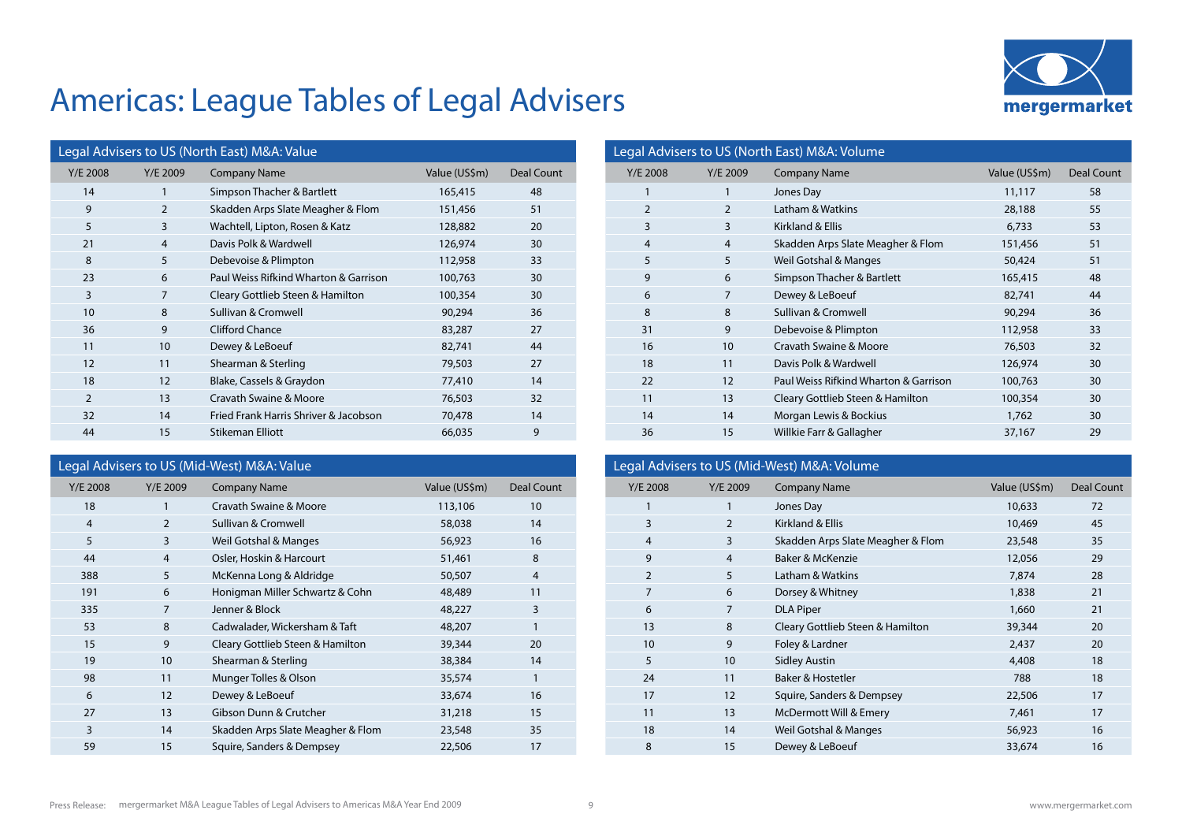# Americas: League Tables of Legal Advisers

## Legal Advisers to US (North East) M&A: Value

| Y/E 2008 | Y/E 2009 | Company Name | Value (US$m) | Deal Count |
|---|---|---|---|---|
| 14 | 1 | Simpson Thacher & Bartlett | 165,415 | 48 |
| 9 | 2 | Skadden Arps Slate Meagher & Flom | 151,456 | 51 |
| 5 | 3 | Wachtell, Lipton, Rosen & Katz | 128,882 | 20 |
| 21 | 4 | Davis Polk & Wardwell | 126,974 | 30 |
| 8 | 5 | Debevoise & Plimpton | 112,958 | 33 |
| 23 | 6 | Paul Weiss Rifkind Wharton & Garrison | 100,763 | 30 |
| 3 | 7 | Cleary Gottlieb Steen & Hamilton | 100,354 | 30 |
| 10 | 8 | Sullivan & Cromwell | 90,294 | 36 |
| 36 | 9 | Clifford Chance | 83,287 | 27 |
| 11 | 10 | Dewey & LeBoeuf | 82,741 | 44 |
| 12 | 11 | Shearman & Sterling | 79,503 | 27 |
| 18 | 12 | Blake, Cassels & Graydon | 77,410 | 14 |
| 2 | 13 | Cravath Swaine & Moore | 76,503 | 32 |
| 32 | 14 | Fried Frank Harris Shriver & Jacobson | 70,478 | 14 |
| 44 | 15 | Stikeman Elliott | 66,035 | 9 |

## Legal Advisers to US (North East) M&A: Volume

| Y/E 2008 | Y/E 2009 | Company Name | Value (US$m) | Deal Count |
|---|---|---|---|---|
| 1 | 1 | Jones Day | 11,117 | 58 |
| 2 | 2 | Latham & Watkins | 28,188 | 55 |
| 3 | 3 | Kirkland & Ellis | 6,733 | 53 |
| 4 | 4 | Skadden Arps Slate Meagher & Flom | 151,456 | 51 |
| 5 | 5 | Weil Gotshal & Manges | 50,424 | 51 |
| 9 | 6 | Simpson Thacher & Bartlett | 165,415 | 48 |
| 6 | 7 | Dewey & LeBoeuf | 82,741 | 44 |
| 8 | 8 | Sullivan & Cromwell | 90,294 | 36 |
| 31 | 9 | Debevoise & Plimpton | 112,958 | 33 |
| 16 | 10 | Cravath Swaine & Moore | 76,503 | 32 |
| 18 | 11 | Davis Polk & Wardwell | 126,974 | 30 |
| 22 | 12 | Paul Weiss Rifkind Wharton & Garrison | 100,763 | 30 |
| 11 | 13 | Cleary Gottlieb Steen & Hamilton | 100,354 | 30 |
| 14 | 14 | Morgan Lewis & Bockius | 1,762 | 30 |
| 36 | 15 | Willkie Farr & Gallagher | 37,167 | 29 |

## Legal Advisers to US (Mid-West) M&A: Value

| Y/E 2008 | Y/E 2009 | Company Name | Value (US$m) | Deal Count |
|---|---|---|---|---|
| 18 | 1 | Cravath Swaine & Moore | 113,106 | 10 |
| 4 | 2 | Sullivan & Cromwell | 58,038 | 14 |
| 5 | 3 | Weil Gotshal & Manges | 56,923 | 16 |
| 44 | 4 | Osler, Hoskin & Harcourt | 51,461 | 8 |
| 388 | 5 | McKenna Long & Aldridge | 50,507 | 4 |
| 191 | 6 | Honigman Miller Schwartz & Cohn | 48,489 | 11 |
| 335 | 7 | Jenner & Block | 48,227 | 3 |
| 53 | 8 | Cadwalader, Wickersham & Taft | 48,207 | 1 |
| 15 | 9 | Cleary Gottlieb Steen & Hamilton | 39,344 | 20 |
| 19 | 10 | Shearman & Sterling | 38,384 | 14 |
| 98 | 11 | Munger Tolles & Olson | 35,574 | 1 |
| 6 | 12 | Dewey & LeBoeuf | 33,674 | 16 |
| 27 | 13 | Gibson Dunn & Crutcher | 31,218 | 15 |
| 3 | 14 | Skadden Arps Slate Meagher & Flom | 23,548 | 35 |
| 59 | 15 | Squire, Sanders & Dempsey | 22,506 | 17 |

## Legal Advisers to US (Mid-West) M&A: Volume

| Y/E 2008 | Y/E 2009 | Company Name | Value (US$m) | Deal Count |
|---|---|---|---|---|
| 1 | 1 | Jones Day | 10,633 | 72 |
| 3 | 2 | Kirkland & Ellis | 10,469 | 45 |
| 4 | 3 | Skadden Arps Slate Meagher & Flom | 23,548 | 35 |
| 9 | 4 | Baker & McKenzie | 12,056 | 29 |
| 2 | 5 | Latham & Watkins | 7,874 | 28 |
| 7 | 6 | Dorsey & Whitney | 1,838 | 21 |
| 6 | 7 | DLA Piper | 1,660 | 21 |
| 13 | 8 | Cleary Gottlieb Steen & Hamilton | 39,344 | 20 |
| 10 | 9 | Foley & Lardner | 2,437 | 20 |
| 5 | 10 | Sidley Austin | 4,408 | 18 |
| 24 | 11 | Baker & Hostetler | 788 | 18 |
| 17 | 12 | Squire, Sanders & Dempsey | 22,506 | 17 |
| 11 | 13 | McDermott Will & Emery | 7,461 | 17 |
| 18 | 14 | Weil Gotshal & Manges | 56,923 | 16 |
| 8 | 15 | Dewey & LeBoeuf | 33,674 | 16 |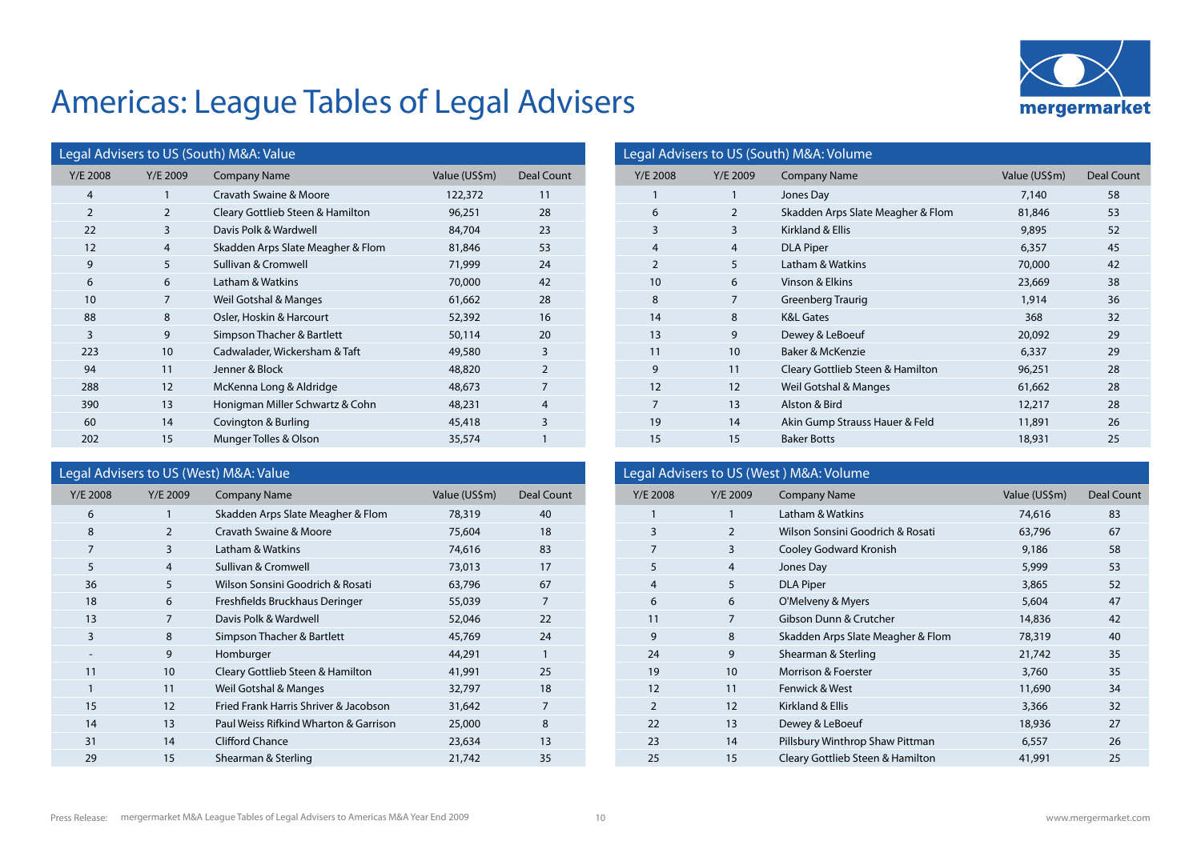# Americas: League Tables of Legal Advisers

## Legal Advisers to US (South) M&A: Value

| Y/E 2008 | Y/E 2009 | Company Name | Value (US$m) | Deal Count |
|---|---|---|---|---|
| 4 | 1 | Cravath Swaine & Moore | 122,372 | 11 |
| 2 | 2 | Cleary Gottlieb Steen & Hamilton | 96,251 | 28 |
| 22 | 3 | Davis Polk & Wardwell | 84,704 | 23 |
| 12 | 4 | Skadden Arps Slate Meagher & Flom | 81,846 | 53 |
| 9 | 5 | Sullivan & Cromwell | 71,999 | 24 |
| 6 | 6 | Latham & Watkins | 70,000 | 42 |
| 10 | 7 | Weil Gotshal & Manges | 61,662 | 28 |
| 88 | 8 | Osler, Hoskin & Harcourt | 52,392 | 16 |
| 3 | 9 | Simpson Thacher & Bartlett | 50,114 | 20 |
| 223 | 10 | Cadwalader, Wickersham & Taft | 49,580 | 3 |
| 94 | 11 | Jenner & Block | 48,820 | 2 |
| 288 | 12 | McKenna Long & Aldridge | 48,673 | 7 |
| 390 | 13 | Honigman Miller Schwartz & Cohn | 48,231 | 4 |
| 60 | 14 | Covington & Burling | 45,418 | 3 |
| 202 | 15 | Munger Tolles & Olson | 35,574 | 1 |

## Legal Advisers to US (South) M&A: Volume

| Y/E 2008 | Y/E 2009 | Company Name | Value (US$m) | Deal Count |
|---|---|---|---|---|
| 1 | 1 | Jones Day | 7,140 | 58 |
| 6 | 2 | Skadden Arps Slate Meagher & Flom | 81,846 | 53 |
| 3 | 3 | Kirkland & Ellis | 9,895 | 52 |
| 4 | 4 | DLA Piper | 6,357 | 45 |
| 2 | 5 | Latham & Watkins | 70,000 | 42 |
| 10 | 6 | Vinson & Elkins | 23,669 | 38 |
| 8 | 7 | Greenberg Traurig | 1,914 | 36 |
| 14 | 8 | K&L Gates | 368 | 32 |
| 13 | 9 | Dewey & LeBoeuf | 20,092 | 29 |
| 11 | 10 | Baker & McKenzie | 6,337 | 29 |
| 9 | 11 | Cleary Gottlieb Steen & Hamilton | 96,251 | 28 |
| 12 | 12 | Weil Gotshal & Manges | 61,662 | 28 |
| 7 | 13 | Alston & Bird | 12,217 | 28 |
| 19 | 14 | Akin Gump Strauss Hauer & Feld | 11,891 | 26 |
| 15 | 15 | Baker Botts | 18,931 | 25 |

## Legal Advisers to US (West) M&A: Value

| Y/E 2008 | Y/E 2009 | Company Name | Value (US$m) | Deal Count |
|---|---|---|---|---|
| 6 | 1 | Skadden Arps Slate Meagher & Flom | 78,319 | 40 |
| 8 | 2 | Cravath Swaine & Moore | 75,604 | 18 |
| 7 | 3 | Latham & Watkins | 74,616 | 83 |
| 5 | 4 | Sullivan & Cromwell | 73,013 | 17 |
| 36 | 5 | Wilson Sonsini Goodrich & Rosati | 63,796 | 67 |
| 18 | 6 | Freshfields Bruckhaus Deringer | 55,039 | 7 |
| 13 | 7 | Davis Polk & Wardwell | 52,046 | 22 |
| 3 | 8 | Simpson Thacher & Bartlett | 45,769 | 24 |
| - | 9 | Homburger | 44,291 | 1 |
| 11 | 10 | Cleary Gottlieb Steen & Hamilton | 41,991 | 25 |
| 1 | 11 | Weil Gotshal & Manges | 32,797 | 18 |
| 15 | 12 | Fried Frank Harris Shriver & Jacobson | 31,642 | 7 |
| 14 | 13 | Paul Weiss Rifkind Wharton & Garrison | 25,000 | 8 |
| 31 | 14 | Clifford Chance | 23,634 | 13 |
| 29 | 15 | Shearman & Sterling | 21,742 | 35 |

## Legal Advisers to US (West ) M&A: Volume

| Y/E 2008 | Y/E 2009 | Company Name | Value (US$m) | Deal Count |
|---|---|---|---|---|
| 1 | 1 | Latham & Watkins | 74,616 | 83 |
| 3 | 2 | Wilson Sonsini Goodrich & Rosati | 63,796 | 67 |
| 7 | 3 | Cooley Godward Kronish | 9,186 | 58 |
| 5 | 4 | Jones Day | 5,999 | 53 |
| 4 | 5 | DLA Piper | 3,865 | 52 |
| 6 | 6 | O'Melveny & Myers | 5,604 | 47 |
| 11 | 7 | Gibson Dunn & Crutcher | 14,836 | 42 |
| 9 | 8 | Skadden Arps Slate Meagher & Flom | 78,319 | 40 |
| 24 | 9 | Shearman & Sterling | 21,742 | 35 |
| 19 | 10 | Morrison & Foerster | 3,760 | 35 |
| 12 | 11 | Fenwick & West | 11,690 | 34 |
| 2 | 12 | Kirkland & Ellis | 3,366 | 32 |
| 22 | 13 | Dewey & LeBoeuf | 18,936 | 27 |
| 23 | 14 | Pillsbury Winthrop Shaw Pittman | 6,557 | 26 |
| 25 | 15 | Cleary Gottlieb Steen & Hamilton | 41,991 | 25 |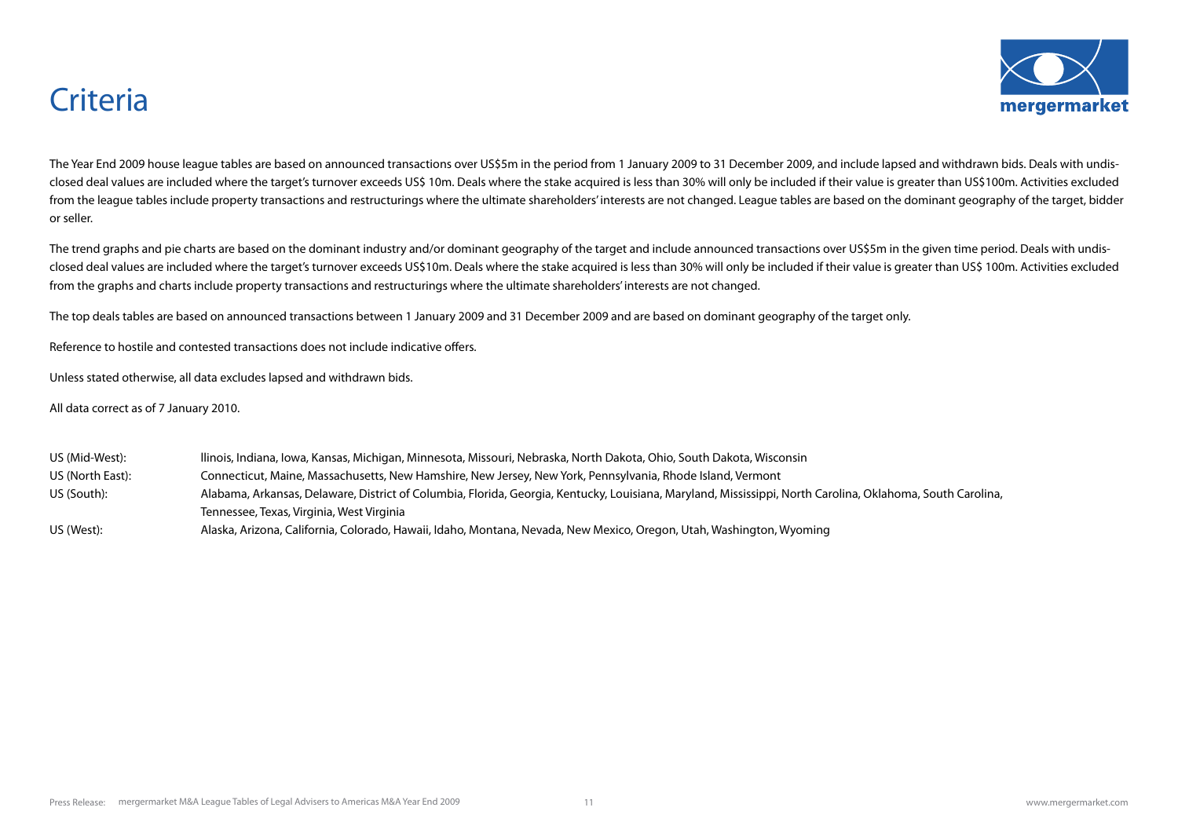# Criteria

The Year End 2009 house league tables are based on announced transactions over US$5m in the period from 1 January 2009 to 31 December 2009, and include lapsed and withdrawn bids. Deals with undisclosed deal values are included where the target's turnover exceeds US$ 10m. Deals where the stake acquired is less than 30% will only be included if their value is greater than US$100m. Activities excluded from the league tables include property transactions and restructurings where the ultimate shareholders' interests are not changed. League tables are based on the dominant geography of the target, bidder or seller.

The trend graphs and pie charts are based on the dominant industry and/or dominant geography of the target and include announced transactions over US$5m in the given time period. Deals with undisclosed deal values are included where the target's turnover exceeds US$10m. Deals where the stake acquired is less than 30% will only be included if their value is greater than US$ 100m. Activities excluded from the graphs and charts include property transactions and restructurings where the ultimate shareholders' interests are not changed.

The top deals tables are based on announced transactions between 1 January 2009 and 31 December 2009 and are based on dominant geography of the target only.

Reference to hostile and contested transactions does not include indicative offers.

Unless stated otherwise, all data excludes lapsed and withdrawn bids.

All data correct as of 7 January 2010.

| | |
|---|---|
| US (Mid-West): | llinois, Indiana, Iowa, Kansas, Michigan, Minnesota, Missouri, Nebraska, North Dakota, Ohio, South Dakota, Wisconsin |
| US (North East): | Connecticut, Maine, Massachusetts, New Hamshire, New Jersey, New York, Pennsylvania, Rhode Island, Vermont |
| US (South): | Alabama, Arkansas, Delaware, District of Columbia, Florida, Georgia, Kentucky, Louisiana, Maryland, Mississippi, North Carolina, Oklahoma, South Carolina, Tennessee, Texas, Virginia, West Virginia |
| US (West): | Alaska, Arizona, California, Colorado, Hawaii, Idaho, Montana, Nevada, New Mexico, Oregon, Utah, Washington, Wyoming |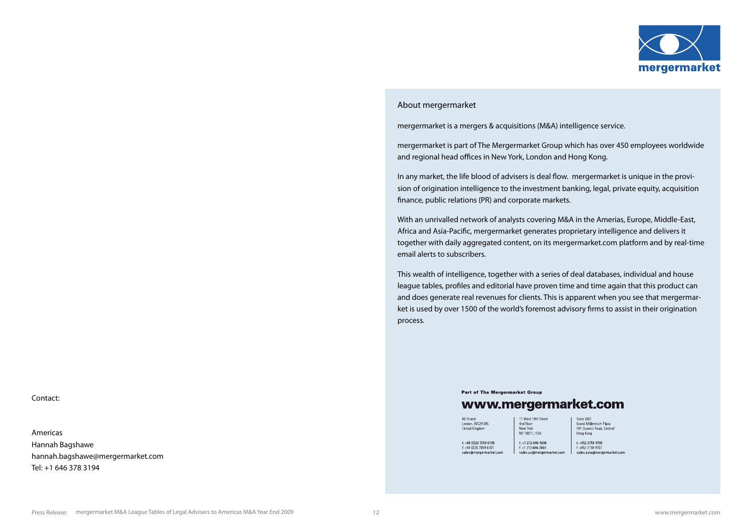## About mergermarket

mergermarket is a mergers & acquisitions (M&A) intelligence service.

mergermarket is part of The Mergermarket Group which has over 450 employees worldwide and regional head offices in New York, London and Hong Kong.

In any market, the life blood of advisers is deal flow. mergermarket is unique in the provision of origination intelligence to the investment banking, legal, private equity, acquisition finance, public relations (PR) and corporate markets.

With an unrivalled network of analysts covering M&A in the Amerias, Europe, Middle-East, Africa and Asia-Pacific, mergermarket generates proprietary intelligence and delivers it together with daily aggregated content, on its mergermarket.com platform and by real-time email alerts to subscribers.

This wealth of intelligence, together with a series of deal databases, individual and house league tables, profiles and editorial have proven time and time again that this product can and does generate real revenues for clients. This is apparent when you see that mergermarket is used by over 1500 of the world's foremost advisory firms to assist in their origination process.

**Part of The Mergermarket Group**

**www.mergermarket.com**

80 Strand
London, WC2R 0RL
United Kingdom

t: +44 (0)20 7059 6100
f: +44 (0)20 7059 6101
sales@mergermarket.com

11 West 19th Street
2nd floor
New York
NY 10011, USA

t: +1 212-686-5606
f: +1 212-686-2664
sales.us@mergermarket.com

Suite 2001
Grand Millennium Plaza
181 Queen's Road, Central
Hong Kong

t: +852 2158 9700
f: +852 2158 9701
sales.asia@mergermarket.com

Contact:

Americas
Hannah Bagshawe
hannah.bagshawe@mergermarket.com
Tel: +1 646 378 3194